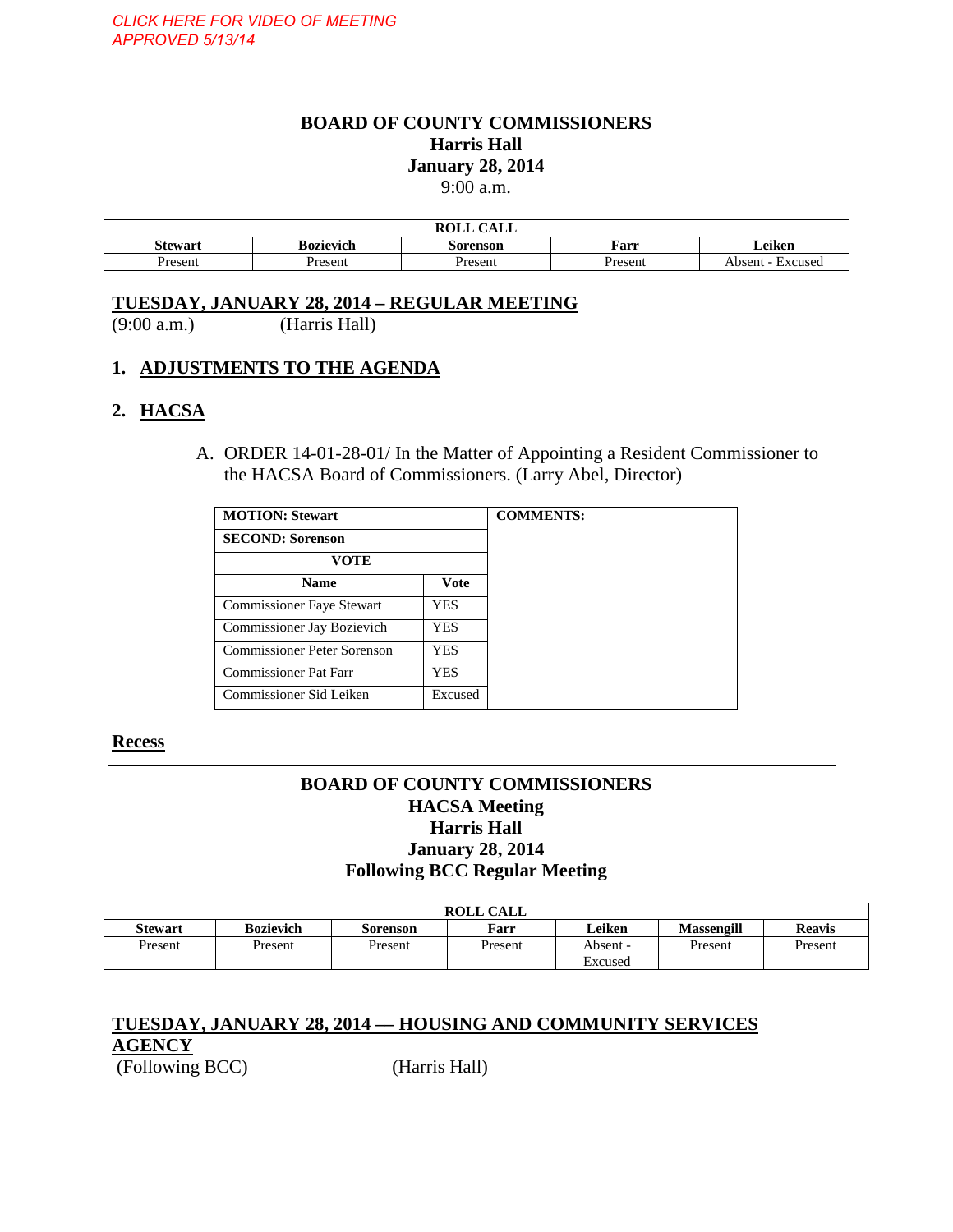*CLICK HERE FOR VIDEO OF MEETING*
*APPROVED 5/13/14*

**BOARD OF COUNTY COMMISSIONERS**
**Harris Hall**
**January 28, 2014**
9:00 a.m.

| ROLL CALL | | | | |
|---|---|---|---|---|
| **Stewart** | **Bozievich** | **Sorenson** | **Farr** | **Leiken** |
| Present | Present | Present | Present | Absent - Excused |

## TUESDAY, JANUARY 28, 2014 – REGULAR MEETING

(9:00 a.m.) (Harris Hall)

### 1. ADJUSTMENTS TO THE AGENDA

### 2. HACSA

A. ORDER 14-01-28-01/ In the Matter of Appointing a Resident Commissioner to the HACSA Board of Commissioners. (Larry Abel, Director)

| MOTION: Stewart | | COMMENTS: |
|---|---|---|
| **SECOND: Sorenson** | | |
| **VOTE** | | |
| **Name** | **Vote** | |
| Commissioner Faye Stewart | YES | |
| Commissioner Jay Bozievich | YES | |
| Commissioner Peter Sorenson | YES | |
| Commissioner Pat Farr | YES | |
| Commissioner Sid Leiken | Excused | |

**Recess**

---

**BOARD OF COUNTY COMMISSIONERS**
**HACSA Meeting**
**Harris Hall**
**January 28, 2014**
**Following BCC Regular Meeting**

| ROLL CALL | | | | | | |
|---|---|---|---|---|---|---|
| **Stewart** | **Bozievich** | **Sorenson** | **Farr** | **Leiken** | **Massengill** | **Reavis** |
| Present | Present | Present | Present | Absent - Excused | Present | Present |

## TUESDAY, JANUARY 28, 2014 — HOUSING AND COMMUNITY SERVICES AGENCY

(Following BCC) (Harris Hall)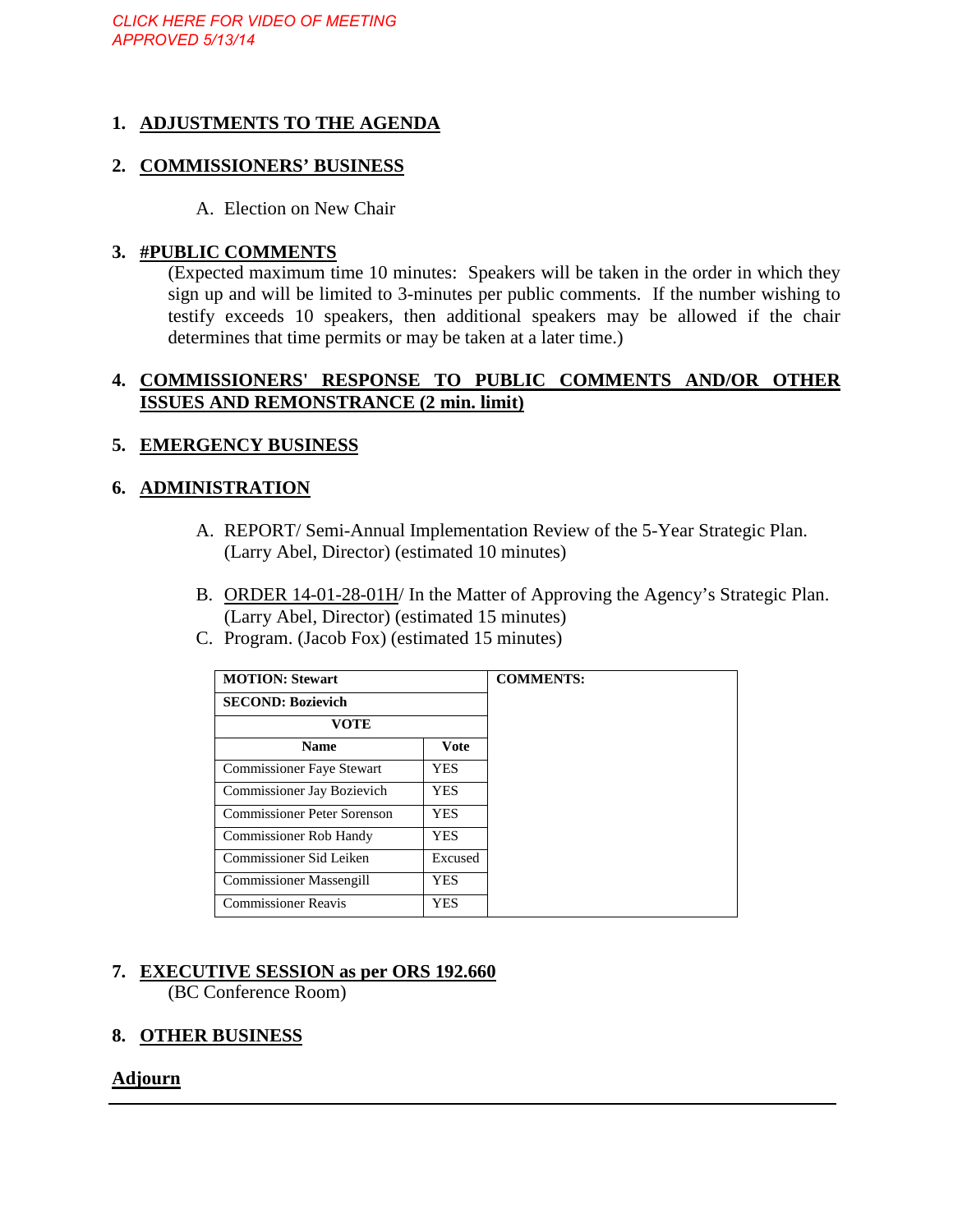*CLICK HERE FOR VIDEO OF MEETING*
*APPROVED 5/13/14*

## 1. ADJUSTMENTS TO THE AGENDA

## 2. COMMISSIONERS' BUSINESS

A. Election on New Chair

## 3. #PUBLIC COMMENTS

(Expected maximum time 10 minutes: Speakers will be taken in the order in which they sign up and will be limited to 3-minutes per public comments. If the number wishing to testify exceeds 10 speakers, then additional speakers may be allowed if the chair determines that time permits or may be taken at a later time.)

## 4. COMMISSIONERS' RESPONSE TO PUBLIC COMMENTS AND/OR OTHER ISSUES AND REMONSTRANCE (2 min. limit)

## 5. EMERGENCY BUSINESS

## 6. ADMINISTRATION

A. REPORT/ Semi-Annual Implementation Review of the 5-Year Strategic Plan. (Larry Abel, Director) (estimated 10 minutes)

B. ORDER 14-01-28-01H/ In the Matter of Approving the Agency's Strategic Plan. (Larry Abel, Director) (estimated 15 minutes)

C. Program. (Jacob Fox) (estimated 15 minutes)

| **MOTION: Stewart** | | **COMMENTS:** |
|---|---|---|
| **SECOND: Bozievich** | | |
| **VOTE** | | |
| **Name** | **Vote** | |
| Commissioner Faye Stewart | YES | |
| Commissioner Jay Bozievich | YES | |
| Commissioner Peter Sorenson | YES | |
| Commissioner Rob Handy | YES | |
| Commissioner Sid Leiken | Excused | |
| Commissioner Massengill | YES | |
| Commissioner Reavis | YES | |

## 7. EXECUTIVE SESSION as per ORS 192.660

(BC Conference Room)

## 8. OTHER BUSINESS

## Adjourn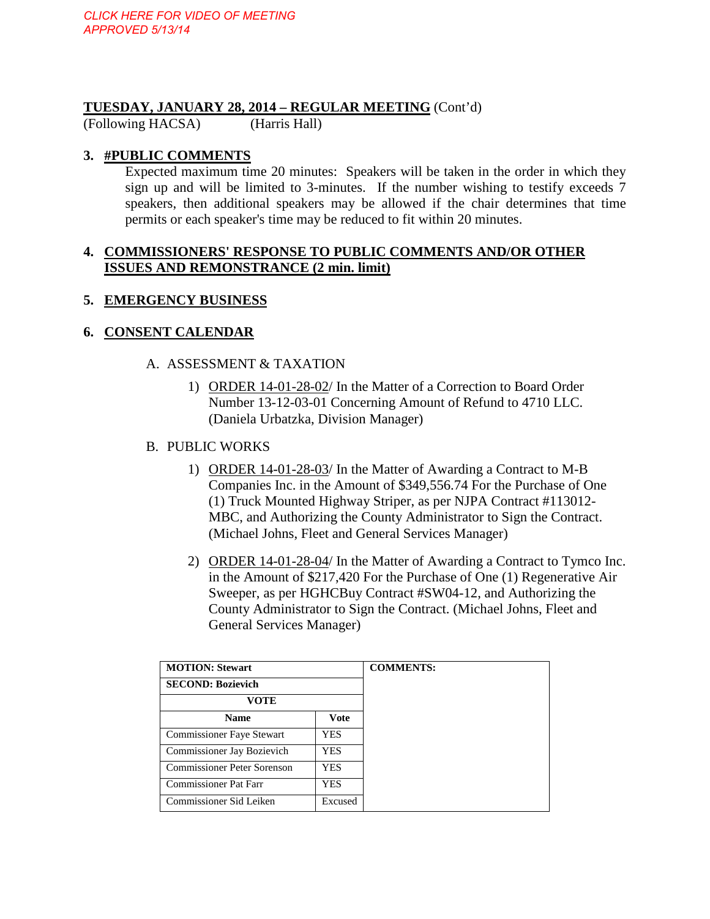CLICK HERE FOR VIDEO OF MEETING
APPROVED 5/13/14

**TUESDAY, JANUARY 28, 2014 – REGULAR MEETING** (Cont'd)
(Following HACSA) (Harris Hall)

**3. #PUBLIC COMMENTS**

Expected maximum time 20 minutes: Speakers will be taken in the order in which they sign up and will be limited to 3-minutes. If the number wishing to testify exceeds 7 speakers, then additional speakers may be allowed if the chair determines that time permits or each speaker's time may be reduced to fit within 20 minutes.

**4. COMMISSIONERS' RESPONSE TO PUBLIC COMMENTS AND/OR OTHER ISSUES AND REMONSTRANCE (2 min. limit)**

**5. EMERGENCY BUSINESS**

**6. CONSENT CALENDAR**

A. ASSESSMENT & TAXATION

1) ORDER 14-01-28-02/ In the Matter of a Correction to Board Order Number 13-12-03-01 Concerning Amount of Refund to 4710 LLC. (Daniela Urbatzka, Division Manager)

B. PUBLIC WORKS

1) ORDER 14-01-28-03/ In the Matter of Awarding a Contract to M-B Companies Inc. in the Amount of $349,556.74 For the Purchase of One (1) Truck Mounted Highway Striper, as per NJPA Contract #113012-MBC, and Authorizing the County Administrator to Sign the Contract. (Michael Johns, Fleet and General Services Manager)

2) ORDER 14-01-28-04/ In the Matter of Awarding a Contract to Tymco Inc. in the Amount of $217,420 For the Purchase of One (1) Regenerative Air Sweeper, as per HGHCBuy Contract #SW04-12, and Authorizing the County Administrator to Sign the Contract. (Michael Johns, Fleet and General Services Manager)

| **MOTION: Stewart** | | **COMMENTS:** |
|---|---|---|
| **SECOND: Bozievich** | | |
| **VOTE** | | |
| **Name** | **Vote** | |
| Commissioner Faye Stewart | YES | |
| Commissioner Jay Bozievich | YES | |
| Commissioner Peter Sorenson | YES | |
| Commissioner Pat Farr | YES | |
| Commissioner Sid Leiken | Excused | |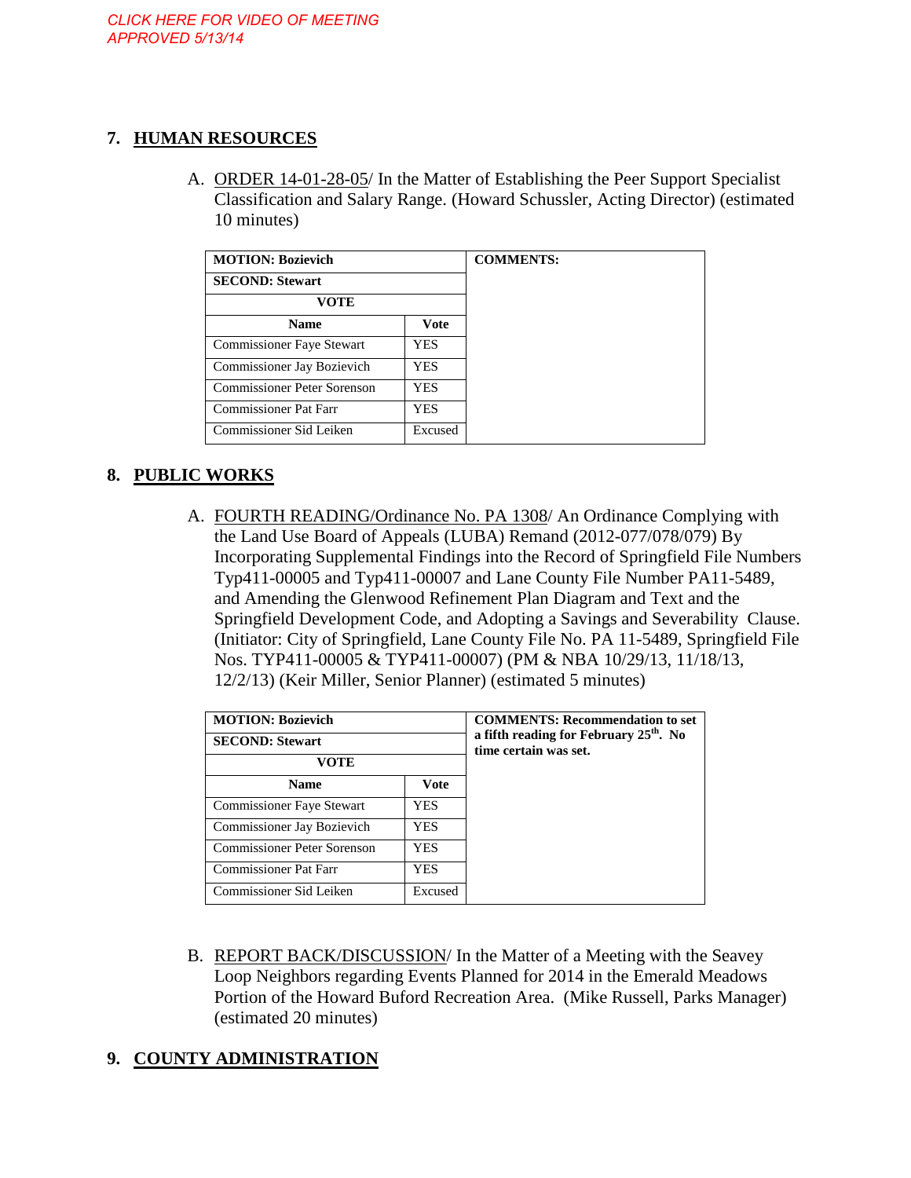*CLICK HERE FOR VIDEO OF MEETING*
*APPROVED 5/13/14*

## 7. HUMAN RESOURCES

A. ORDER 14-01-28-05/ In the Matter of Establishing the Peer Support Specialist Classification and Salary Range. (Howard Schussler, Acting Director) (estimated 10 minutes)

| **MOTION: Bozievich** | | **COMMENTS:** |
|---|---|---|
| **SECOND: Stewart** | | |
| **VOTE** | | |
| **Name** | **Vote** | |
| Commissioner Faye Stewart | YES | |
| Commissioner Jay Bozievich | YES | |
| Commissioner Peter Sorenson | YES | |
| Commissioner Pat Farr | YES | |
| Commissioner Sid Leiken | Excused | |

## 8. PUBLIC WORKS

A. FOURTH READING/Ordinance No. PA 1308/ An Ordinance Complying with the Land Use Board of Appeals (LUBA) Remand (2012-077/078/079) By Incorporating Supplemental Findings into the Record of Springfield File Numbers Typ411-00005 and Typ411-00007 and Lane County File Number PA11-5489, and Amending the Glenwood Refinement Plan Diagram and Text and the Springfield Development Code, and Adopting a Savings and Severability Clause. (Initiator: City of Springfield, Lane County File No. PA 11-5489, Springfield File Nos. TYP411-00005 & TYP411-00007) (PM & NBA 10/29/13, 11/18/13, 12/2/13) (Keir Miller, Senior Planner) (estimated 5 minutes)

| **MOTION: Bozievich** | | **COMMENTS: Recommendation to set a fifth reading for February 25th. No time certain was set.** |
|---|---|---|
| **SECOND: Stewart** | | |
| **VOTE** | | |
| **Name** | **Vote** | |
| Commissioner Faye Stewart | YES | |
| Commissioner Jay Bozievich | YES | |
| Commissioner Peter Sorenson | YES | |
| Commissioner Pat Farr | YES | |
| Commissioner Sid Leiken | Excused | |

B. REPORT BACK/DISCUSSION/ In the Matter of a Meeting with the Seavey Loop Neighbors regarding Events Planned for 2014 in the Emerald Meadows Portion of the Howard Buford Recreation Area. (Mike Russell, Parks Manager) (estimated 20 minutes)

## 9. COUNTY ADMINISTRATION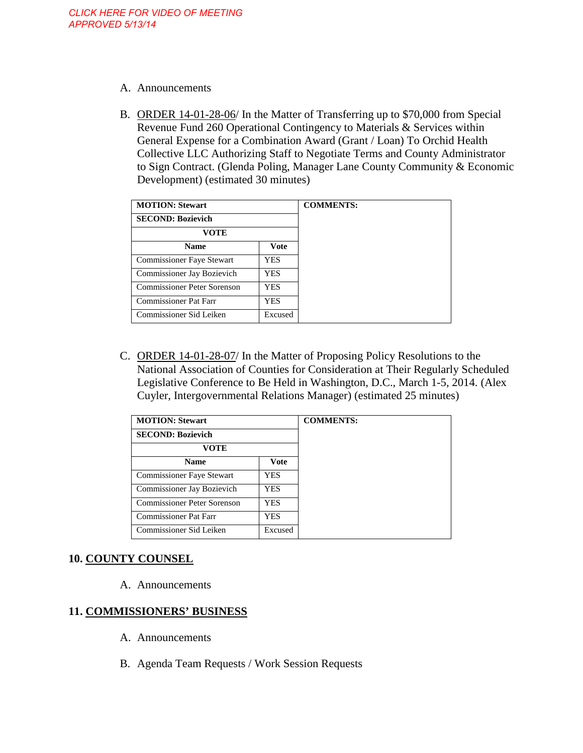*CLICK HERE FOR VIDEO OF MEETING*
*APPROVED 5/13/14*

A. Announcements

B. ORDER 14-01-28-06/ In the Matter of Transferring up to $70,000 from Special Revenue Fund 260 Operational Contingency to Materials & Services within General Expense for a Combination Award (Grant / Loan) To Orchid Health Collective LLC Authorizing Staff to Negotiate Terms and County Administrator to Sign Contract. (Glenda Poling, Manager Lane County Community & Economic Development) (estimated 30 minutes)

| MOTION: Stewart | | COMMENTS: |
|---|---|---|
| SECOND: Bozievich | | |
| VOTE | | |
| Name | Vote | |
| Commissioner Faye Stewart | YES | |
| Commissioner Jay Bozievich | YES | |
| Commissioner Peter Sorenson | YES | |
| Commissioner Pat Farr | YES | |
| Commissioner Sid Leiken | Excused | |

C. ORDER 14-01-28-07/ In the Matter of Proposing Policy Resolutions to the National Association of Counties for Consideration at Their Regularly Scheduled Legislative Conference to Be Held in Washington, D.C., March 1-5, 2014. (Alex Cuyler, Intergovernmental Relations Manager) (estimated 25 minutes)

| MOTION: Stewart | | COMMENTS: |
|---|---|---|
| SECOND: Bozievich | | |
| VOTE | | |
| Name | Vote | |
| Commissioner Faye Stewart | YES | |
| Commissioner Jay Bozievich | YES | |
| Commissioner Peter Sorenson | YES | |
| Commissioner Pat Farr | YES | |
| Commissioner Sid Leiken | Excused | |

## 10. COUNTY COUNSEL

A. Announcements

## 11. COMMISSIONERS' BUSINESS

A. Announcements

B. Agenda Team Requests / Work Session Requests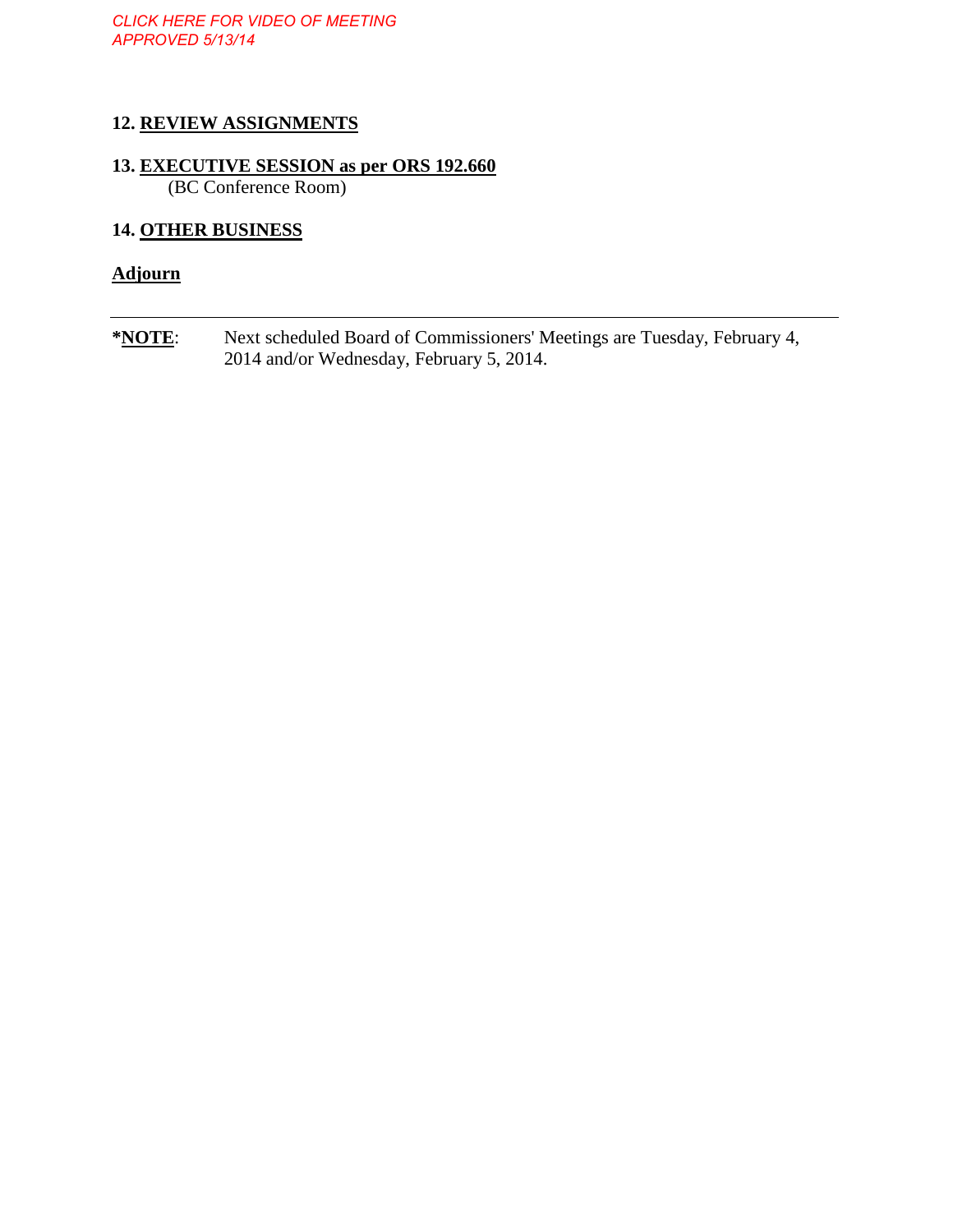*CLICK HERE FOR VIDEO OF MEETING*
*APPROVED 5/13/14*

**12. REVIEW ASSIGNMENTS**

**13. EXECUTIVE SESSION as per ORS 192.660**
(BC Conference Room)

**14. OTHER BUSINESS**

**Adjourn**

---

***NOTE**: Next scheduled Board of Commissioners' Meetings are Tuesday, February 4, 2014 and/or Wednesday, February 5, 2014.